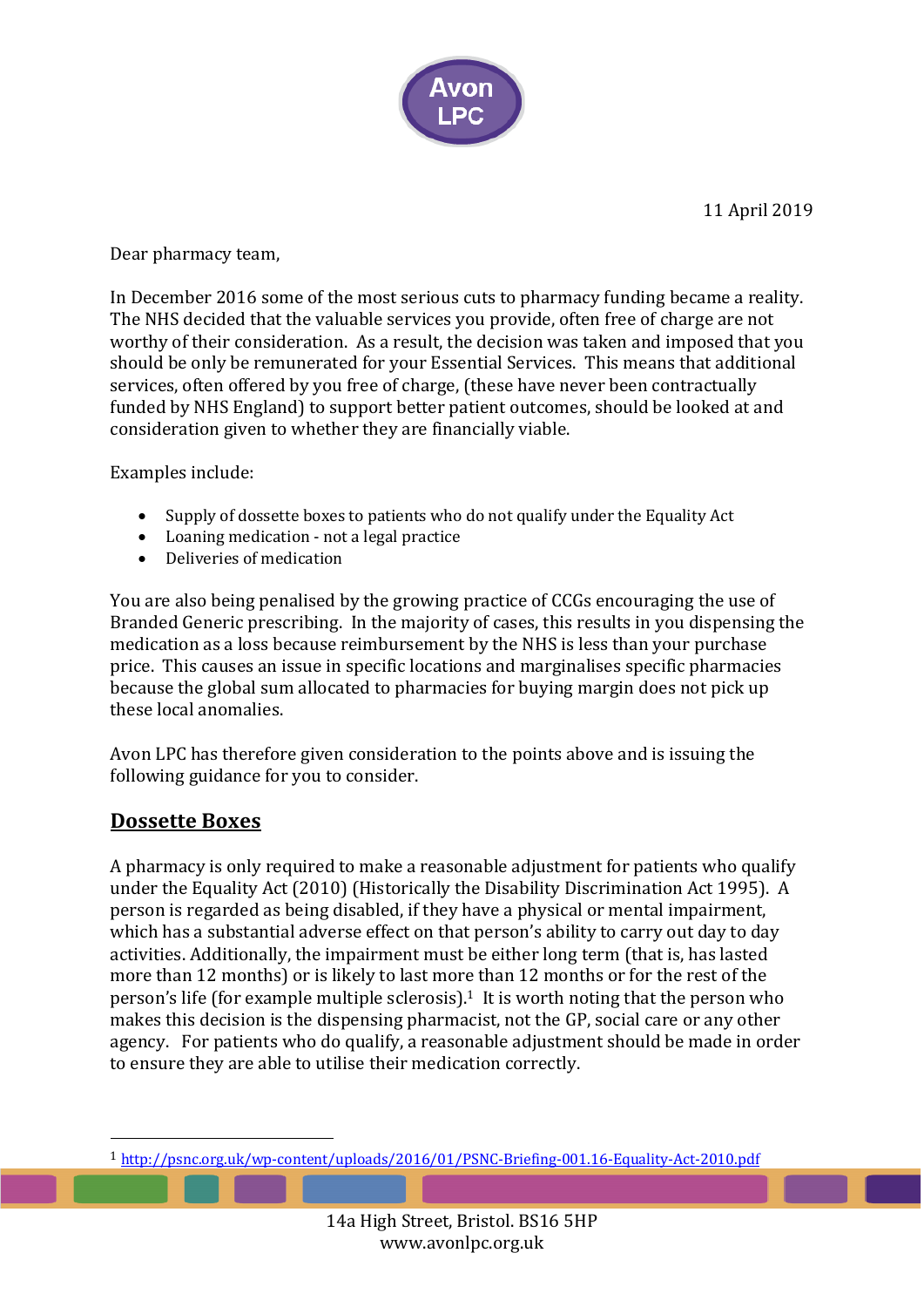Avon LPC

11 April 2019

Dear pharmacy team,

In December 2016 some of the most serious cuts to pharmacy funding became a reality. The NHS decided that the valuable services you provide, often free of charge are not worthy of their consideration. As a result, the decision was taken and imposed that you should be only be remunerated for your Essential Services. This means that additional services, often offered by you free of charge, (these have never been contractually funded by NHS England) to support better patient outcomes, should be looked at and consideration given to whether they are financially viable.

Examples include:

- Supply of dossette boxes to patients who do not qualify under the Equality Act
- Loaning medication - not a legal practice
- Deliveries of medication

You are also being penalised by the growing practice of CCGs encouraging the use of Branded Generic prescribing. In the majority of cases, this results in you dispensing the medication as a loss because reimbursement by the NHS is less than your purchase price. This causes an issue in specific locations and marginalises specific pharmacies because the global sum allocated to pharmacies for buying margin does not pick up these local anomalies.

Avon LPC has therefore given consideration to the points above and is issuing the following guidance for you to consider.

## Dossette Boxes

A pharmacy is only required to make a reasonable adjustment for patients who qualify under the Equality Act (2010) (Historically the Disability Discrimination Act 1995). A person is regarded as being disabled, if they have a physical or mental impairment, which has a substantial adverse effect on that person's ability to carry out day to day activities. Additionally, the impairment must be either long term (that is, has lasted more than 12 months) or is likely to last more than 12 months or for the rest of the person's life (for example multiple sclerosis).[1] It is worth noting that the person who makes this decision is the dispensing pharmacist, not the GP, social care or any other agency. For patients who do qualify, a reasonable adjustment should be made in order to ensure they are able to utilise their medication correctly.

[1] http://psnc.org.uk/wp-content/uploads/2016/01/PSNC-Briefing-001.16-Equality-Act-2010.pdf

14a High Street, Bristol. BS16 5HP
www.avonlpc.org.uk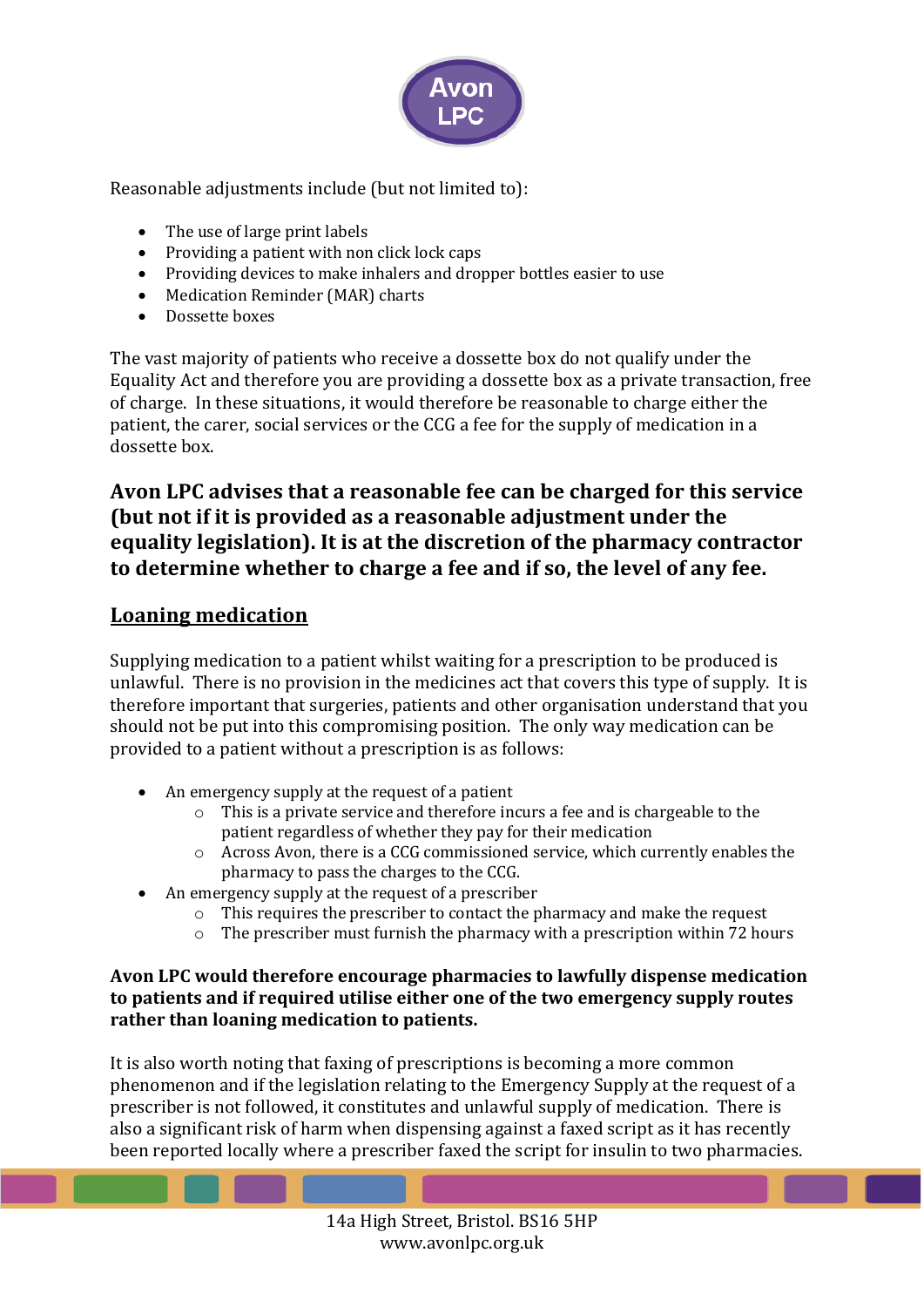Reasonable adjustments include (but not limited to):

- The use of large print labels
- Providing a patient with non click lock caps
- Providing devices to make inhalers and dropper bottles easier to use
- Medication Reminder (MAR) charts
- Dossette boxes

The vast majority of patients who receive a dossette box do not qualify under the Equality Act and therefore you are providing a dossette box as a private transaction, free of charge. In these situations, it would therefore be reasonable to charge either the patient, the carer, social services or the CCG a fee for the supply of medication in a dossette box.

### Avon LPC advises that a reasonable fee can be charged for this service (but not if it is provided as a reasonable adjustment under the equality legislation). It is at the discretion of the pharmacy contractor to determine whether to charge a fee and if so, the level of any fee.

## Loaning medication

Supplying medication to a patient whilst waiting for a prescription to be produced is unlawful. There is no provision in the medicines act that covers this type of supply. It is therefore important that surgeries, patients and other organisation understand that you should not be put into this compromising position. The only way medication can be provided to a patient without a prescription is as follows:

- An emergency supply at the request of a patient
  - This is a private service and therefore incurs a fee and is chargeable to the patient regardless of whether they pay for their medication
  - Across Avon, there is a CCG commissioned service, which currently enables the pharmacy to pass the charges to the CCG.
- An emergency supply at the request of a prescriber
  - This requires the prescriber to contact the pharmacy and make the request
  - The prescriber must furnish the pharmacy with a prescription within 72 hours

**Avon LPC would therefore encourage pharmacies to lawfully dispense medication to patients and if required utilise either one of the two emergency supply routes rather than loaning medication to patients.**

It is also worth noting that faxing of prescriptions is becoming a more common phenomenon and if the legislation relating to the Emergency Supply at the request of a prescriber is not followed, it constitutes and unlawful supply of medication. There is also a significant risk of harm when dispensing against a faxed script as it has recently been reported locally where a prescriber faxed the script for insulin to two pharmacies.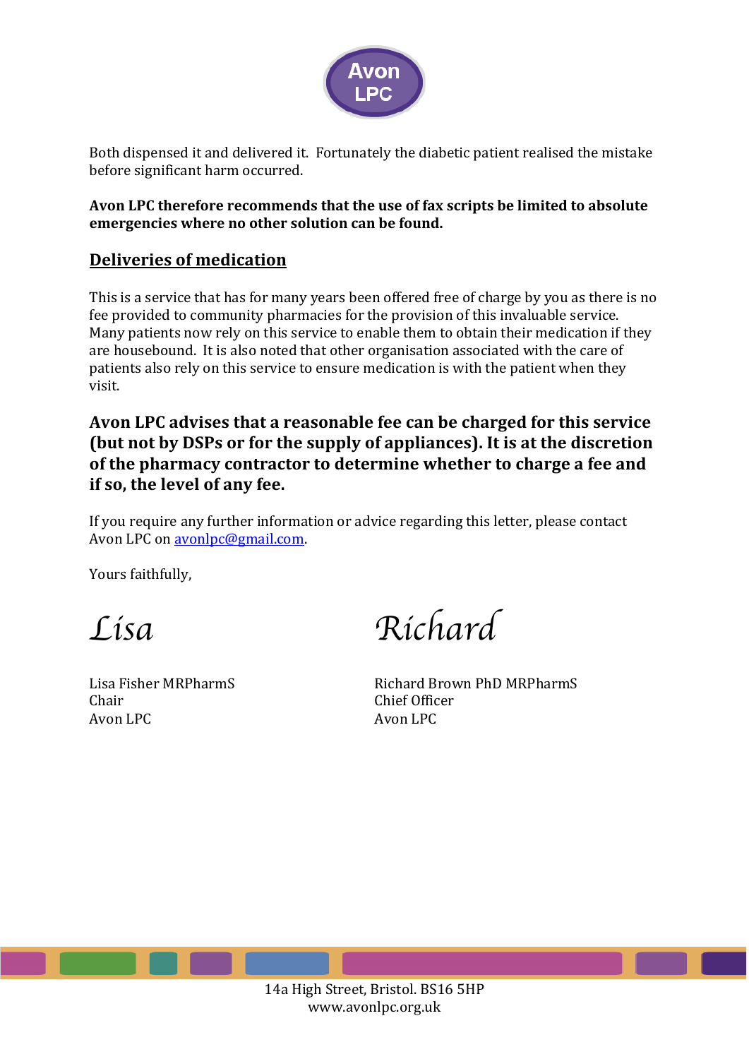Both dispensed it and delivered it. Fortunately the diabetic patient realised the mistake before significant harm occurred.

**Avon LPC therefore recommends that the use of fax scripts be limited to absolute emergencies where no other solution can be found.**

## Deliveries of medication

This is a service that has for many years been offered free of charge by you as there is no fee provided to community pharmacies for the provision of this invaluable service. Many patients now rely on this service to enable them to obtain their medication if they are housebound. It is also noted that other organisation associated with the care of patients also rely on this service to ensure medication is with the patient when they visit.

**Avon LPC advises that a reasonable fee can be charged for this service (but not by DSPs or for the supply of appliances). It is at the discretion of the pharmacy contractor to determine whether to charge a fee and if so, the level of any fee.**

If you require any further information or advice regarding this letter, please contact Avon LPC on avonlpc@gmail.com.

Yours faithfully,

*Lisa*

Lisa Fisher MRPharmS
Chair
Avon LPC

*Richard*

Richard Brown PhD MRPharmS
Chief Officer
Avon LPC